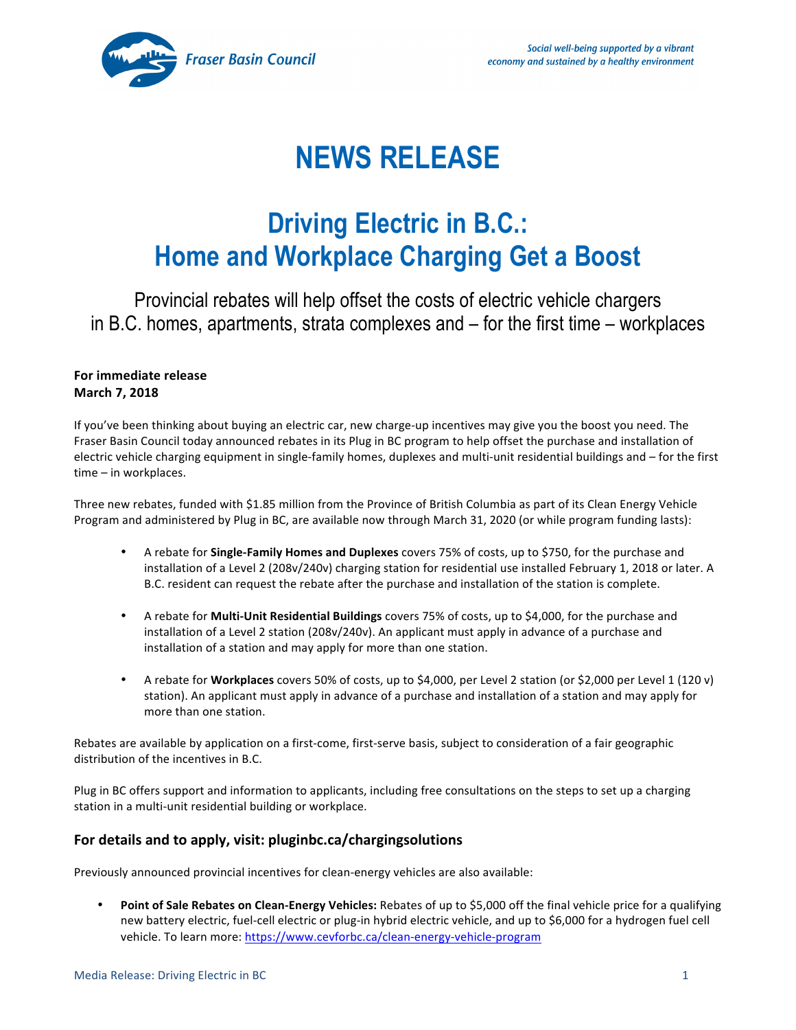Fraser Basin Council

*Social well-being supported by a vibrant economy and sustained by a healthy environment*

# NEWS RELEASE

# Driving Electric in B.C.: Home and Workplace Charging Get a Boost

## Provincial rebates will help offset the costs of electric vehicle chargers in B.C. homes, apartments, strata complexes and – for the first time – workplaces

**For immediate release**
**March 7, 2018**

If you've been thinking about buying an electric car, new charge-up incentives may give you the boost you need. The Fraser Basin Council today announced rebates in its Plug in BC program to help offset the purchase and installation of electric vehicle charging equipment in single-family homes, duplexes and multi-unit residential buildings and – for the first time – in workplaces.

Three new rebates, funded with $1.85 million from the Province of British Columbia as part of its Clean Energy Vehicle Program and administered by Plug in BC, are available now through March 31, 2020 (or while program funding lasts):

- A rebate for **Single-Family Homes and Duplexes** covers 75% of costs, up to $750, for the purchase and installation of a Level 2 (208v/240v) charging station for residential use installed February 1, 2018 or later. A B.C. resident can request the rebate after the purchase and installation of the station is complete.
- A rebate for **Multi-Unit Residential Buildings** covers 75% of costs, up to $4,000, for the purchase and installation of a Level 2 station (208v/240v). An applicant must apply in advance of a purchase and installation of a station and may apply for more than one station.
- A rebate for **Workplaces** covers 50% of costs, up to $4,000, per Level 2 station (or $2,000 per Level 1 (120 v) station). An applicant must apply in advance of a purchase and installation of a station and may apply for more than one station.

Rebates are available by application on a first-come, first-serve basis, subject to consideration of a fair geographic distribution of the incentives in B.C.

Plug in BC offers support and information to applicants, including free consultations on the steps to set up a charging station in a multi-unit residential building or workplace.

### For details and to apply, visit: pluginbc.ca/chargingsolutions

Previously announced provincial incentives for clean-energy vehicles are also available:

- **Point of Sale Rebates on Clean-Energy Vehicles:** Rebates of up to $5,000 off the final vehicle price for a qualifying new battery electric, fuel-cell electric or plug-in hybrid electric vehicle, and up to $6,000 for a hydrogen fuel cell vehicle. To learn more: https://www.cevforbc.ca/clean-energy-vehicle-program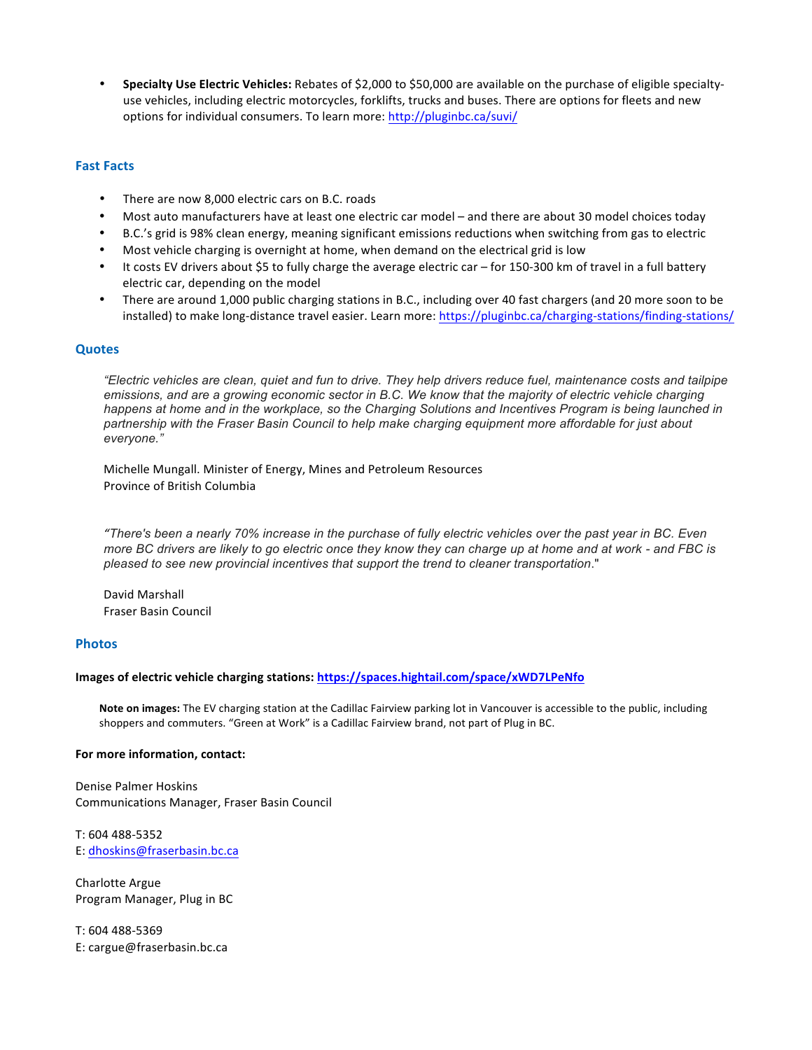- **Specialty Use Electric Vehicles:** Rebates of $2,000 to $50,000 are available on the purchase of eligible specialty-use vehicles, including electric motorcycles, forklifts, trucks and buses. There are options for fleets and new options for individual consumers. To learn more: http://pluginbc.ca/suvi/

## Fast Facts

- There are now 8,000 electric cars on B.C. roads
- Most auto manufacturers have at least one electric car model – and there are about 30 model choices today
- B.C.'s grid is 98% clean energy, meaning significant emissions reductions when switching from gas to electric
- Most vehicle charging is overnight at home, when demand on the electrical grid is low
- It costs EV drivers about $5 to fully charge the average electric car – for 150-300 km of travel in a full battery electric car, depending on the model
- There are around 1,000 public charging stations in B.C., including over 40 fast chargers (and 20 more soon to be installed) to make long-distance travel easier. Learn more: https://pluginbc.ca/charging-stations/finding-stations/

## Quotes

*"Electric vehicles are clean, quiet and fun to drive. They help drivers reduce fuel, maintenance costs and tailpipe emissions, and are a growing economic sector in B.C. We know that the majority of electric vehicle charging happens at home and in the workplace, so the Charging Solutions and Incentives Program is being launched in partnership with the Fraser Basin Council to help make charging equipment more affordable for just about everyone."*

Michelle Mungall. Minister of Energy, Mines and Petroleum Resources
Province of British Columbia

*"There's been a nearly 70% increase in the purchase of fully electric vehicles over the past year in BC. Even more BC drivers are likely to go electric once they know they can charge up at home and at work - and FBC is pleased to see new provincial incentives that support the trend to cleaner transportation*."

David Marshall
Fraser Basin Council

## Photos

**Images of electric vehicle charging stations: https://spaces.hightail.com/space/xWD7LPeNfo**

**Note on images:** The EV charging station at the Cadillac Fairview parking lot in Vancouver is accessible to the public, including shoppers and commuters. "Green at Work" is a Cadillac Fairview brand, not part of Plug in BC.

**For more information, contact:**

Denise Palmer Hoskins
Communications Manager, Fraser Basin Council

T: 604 488-5352
E: dhoskins@fraserbasin.bc.ca

Charlotte Argue
Program Manager, Plug in BC

T: 604 488-5369
E: cargue@fraserbasin.bc.ca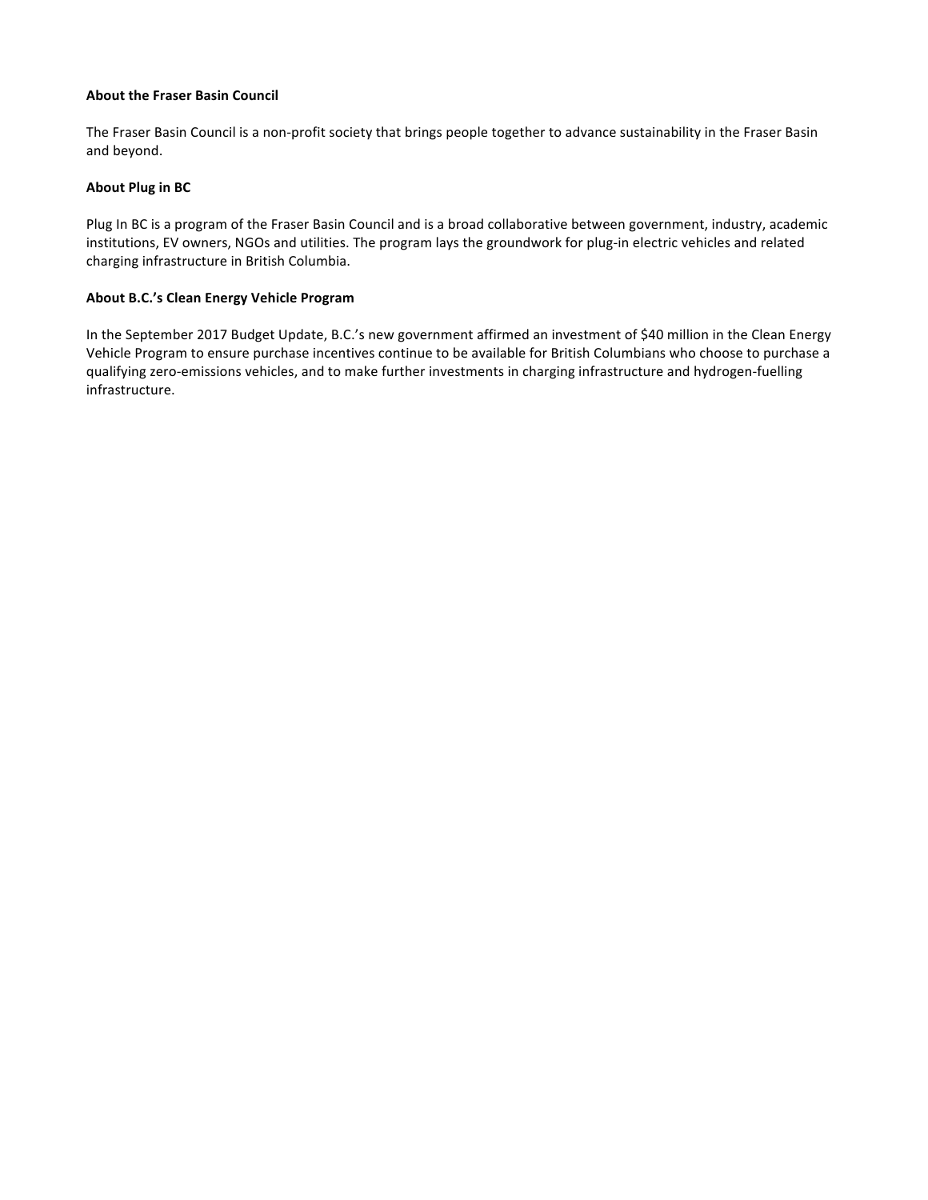**About the Fraser Basin Council**

The Fraser Basin Council is a non-profit society that brings people together to advance sustainability in the Fraser Basin and beyond.

**About Plug in BC**

Plug In BC is a program of the Fraser Basin Council and is a broad collaborative between government, industry, academic institutions, EV owners, NGOs and utilities. The program lays the groundwork for plug-in electric vehicles and related charging infrastructure in British Columbia.

**About B.C.'s Clean Energy Vehicle Program**

In the September 2017 Budget Update, B.C.'s new government affirmed an investment of $40 million in the Clean Energy Vehicle Program to ensure purchase incentives continue to be available for British Columbians who choose to purchase a qualifying zero-emissions vehicles, and to make further investments in charging infrastructure and hydrogen-fuelling infrastructure.